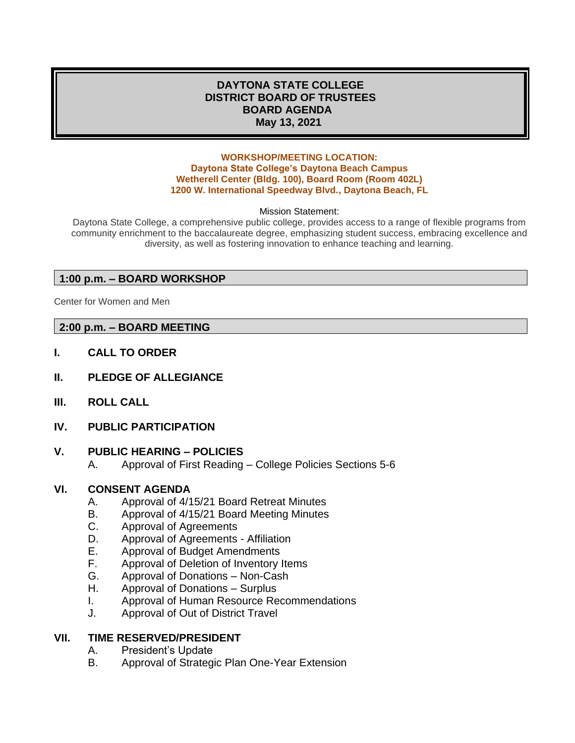# DAYTONA STATE COLLEGE
# DISTRICT BOARD OF TRUSTEES
# BOARD AGENDA
# May 13, 2021

**WORKSHOP/MEETING LOCATION:**
**Daytona State College's Daytona Beach Campus**
**Wetherell Center (Bldg. 100), Board Room (Room 402L)**
**1200 W. International Speedway Blvd., Daytona Beach, FL**

Mission Statement:
Daytona State College, a comprehensive public college, provides access to a range of flexible programs from community enrichment to the baccalaureate degree, emphasizing student success, embracing excellence and diversity, as well as fostering innovation to enhance teaching and learning.

## 1:00 p.m. – BOARD WORKSHOP

Center for Women and Men

## 2:00 p.m. – BOARD MEETING

**I. CALL TO ORDER**

**II. PLEDGE OF ALLEGIANCE**

**III. ROLL CALL**

**IV. PUBLIC PARTICIPATION**

**V. PUBLIC HEARING – POLICIES**

A. Approval of First Reading – College Policies Sections 5-6

**VI. CONSENT AGENDA**

A. Approval of 4/15/21 Board Retreat Minutes
B. Approval of 4/15/21 Board Meeting Minutes
C. Approval of Agreements
D. Approval of Agreements - Affiliation
E. Approval of Budget Amendments
F. Approval of Deletion of Inventory Items
G. Approval of Donations – Non-Cash
H. Approval of Donations – Surplus
I. Approval of Human Resource Recommendations
J. Approval of Out of District Travel

**VII. TIME RESERVED/PRESIDENT**

A. President's Update
B. Approval of Strategic Plan One-Year Extension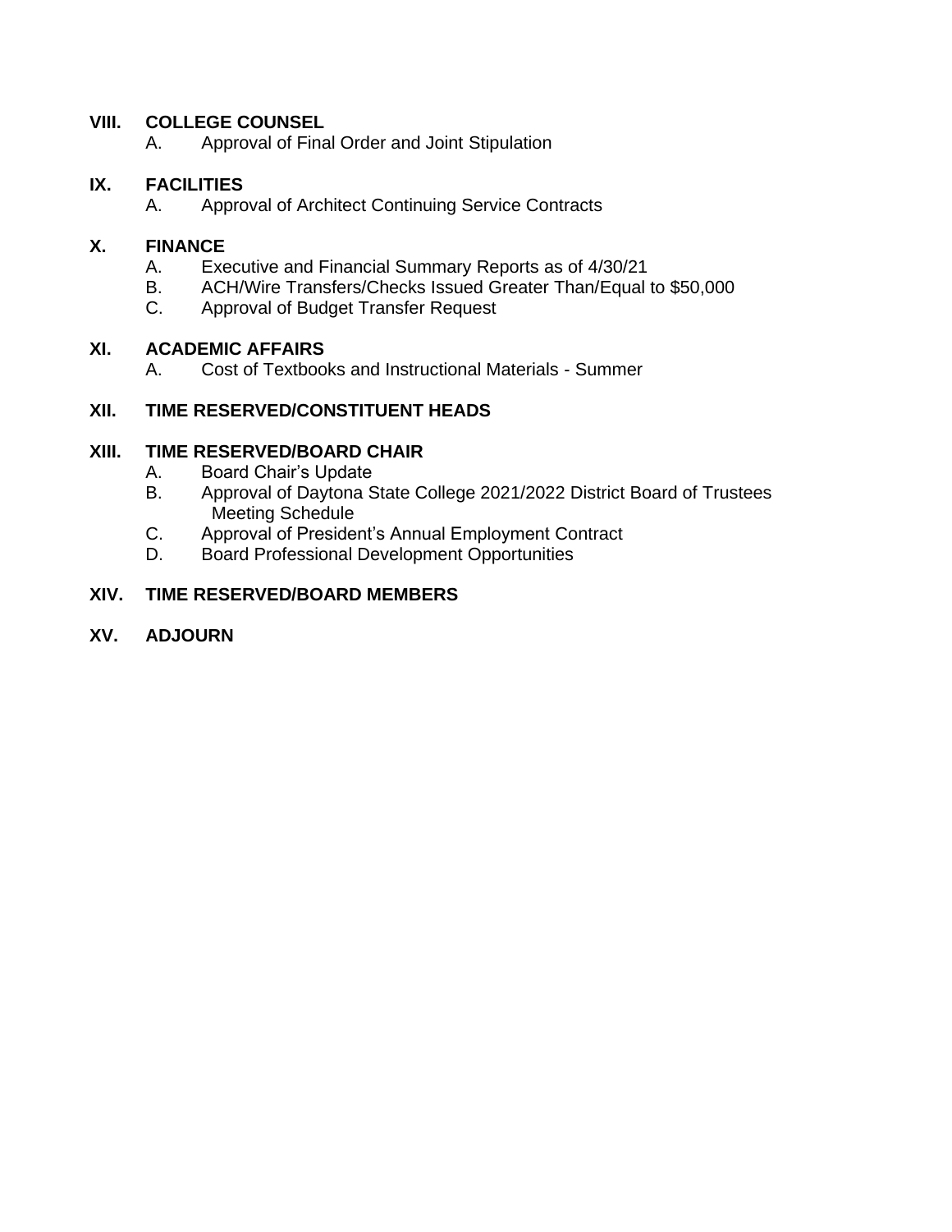**VIII. COLLEGE COUNSEL**

A. Approval of Final Order and Joint Stipulation

**IX. FACILITIES**

A. Approval of Architect Continuing Service Contracts

**X. FINANCE**

A. Executive and Financial Summary Reports as of 4/30/21
B. ACH/Wire Transfers/Checks Issued Greater Than/Equal to $50,000
C. Approval of Budget Transfer Request

**XI. ACADEMIC AFFAIRS**

A. Cost of Textbooks and Instructional Materials - Summer

**XII. TIME RESERVED/CONSTITUENT HEADS**

**XIII. TIME RESERVED/BOARD CHAIR**

A. Board Chair's Update
B. Approval of Daytona State College 2021/2022 District Board of Trustees Meeting Schedule
C. Approval of President's Annual Employment Contract
D. Board Professional Development Opportunities

**XIV. TIME RESERVED/BOARD MEMBERS**

**XV. ADJOURN**